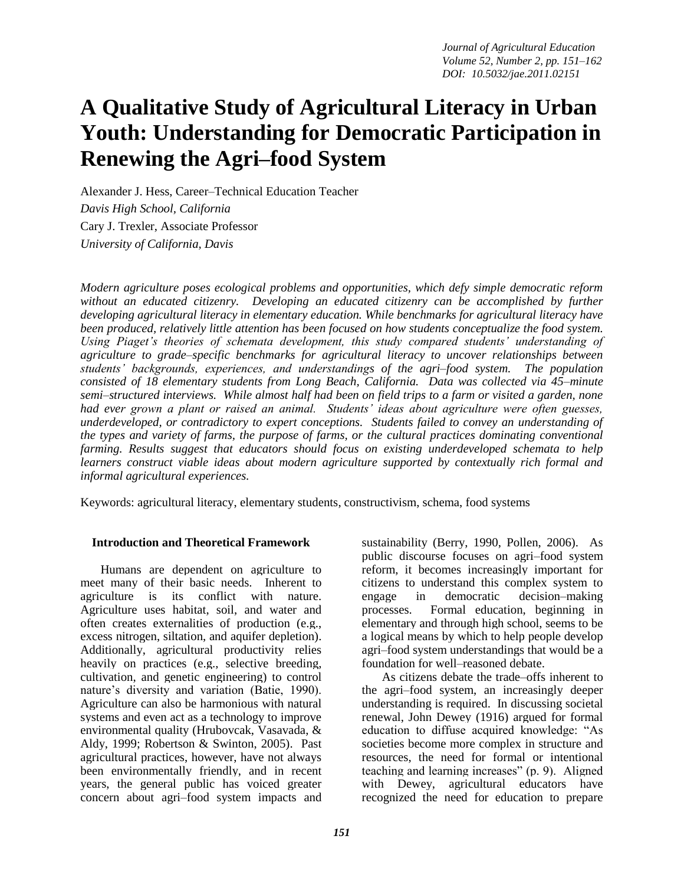# A Qualitative Study of Agricultural Literacy in Urban Youth: Understanding for Democratic Participation in Renewing the Agri–food System

Alexander J. Hess, Career–Technical Education Teacher
*Davis High School, California*
Cary J. Trexler, Associate Professor
*University of California, Davis*

*Modern agriculture poses ecological problems and opportunities, which defy simple democratic reform without an educated citizenry. Developing an educated citizenry can be accomplished by further developing agricultural literacy in elementary education. While benchmarks for agricultural literacy have been produced, relatively little attention has been focused on how students conceptualize the food system. Using Piaget's theories of schemata development, this study compared students' understanding of agriculture to grade–specific benchmarks for agricultural literacy to uncover relationships between students' backgrounds, experiences, and understandings of the agri–food system. The population consisted of 18 elementary students from Long Beach, California. Data was collected via 45–minute semi–structured interviews. While almost half had been on field trips to a farm or visited a garden, none had ever grown a plant or raised an animal. Students' ideas about agriculture were often guesses, underdeveloped, or contradictory to expert conceptions. Students failed to convey an understanding of the types and variety of farms, the purpose of farms, or the cultural practices dominating conventional farming. Results suggest that educators should focus on existing underdeveloped schemata to help learners construct viable ideas about modern agriculture supported by contextually rich formal and informal agricultural experiences.*

Keywords: agricultural literacy, elementary students, constructivism, schema, food systems

## Introduction and Theoretical Framework

Humans are dependent on agriculture to meet many of their basic needs. Inherent to agriculture is its conflict with nature. Agriculture uses habitat, soil, and water and often creates externalities of production (e.g., excess nitrogen, siltation, and aquifer depletion). Additionally, agricultural productivity relies heavily on practices (e.g., selective breeding, cultivation, and genetic engineering) to control nature's diversity and variation (Batie, 1990). Agriculture can also be harmonious with natural systems and even act as a technology to improve environmental quality (Hrubovcak, Vasavada, & Aldy, 1999; Robertson & Swinton, 2005). Past agricultural practices, however, have not always been environmentally friendly, and in recent years, the general public has voiced greater concern about agri–food system impacts and sustainability (Berry, 1990, Pollen, 2006). As public discourse focuses on agri–food system reform, it becomes increasingly important for citizens to understand this complex system to engage in democratic decision–making processes. Formal education, beginning in elementary and through high school, seems to be a logical means by which to help people develop agri–food system understandings that would be a foundation for well–reasoned debate.

As citizens debate the trade–offs inherent to the agri–food system, an increasingly deeper understanding is required. In discussing societal renewal, John Dewey (1916) argued for formal education to diffuse acquired knowledge: "As societies become more complex in structure and resources, the need for formal or intentional teaching and learning increases" (p. 9). Aligned with Dewey, agricultural educators have recognized the need for education to prepare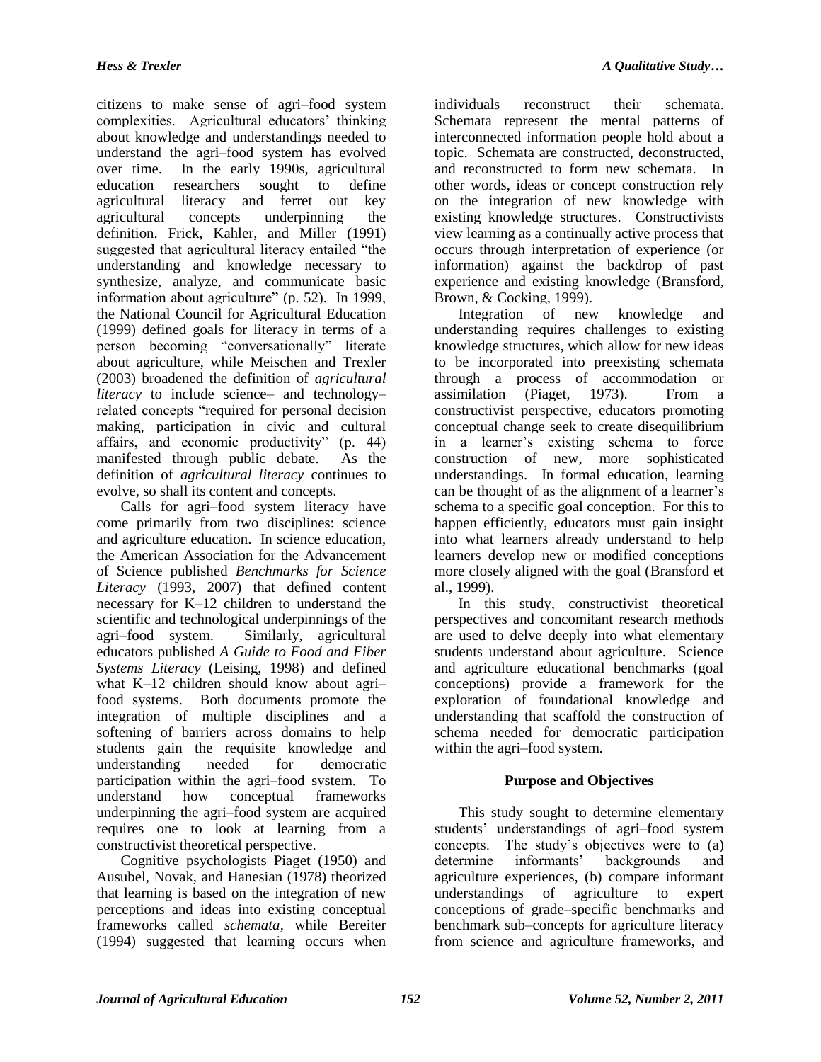citizens to make sense of agri–food system complexities. Agricultural educators' thinking about knowledge and understandings needed to understand the agri–food system has evolved over time. In the early 1990s, agricultural education researchers sought to define agricultural literacy and ferret out key agricultural concepts underpinning the definition. Frick, Kahler, and Miller (1991) suggested that agricultural literacy entailed "the understanding and knowledge necessary to synthesize, analyze, and communicate basic information about agriculture" (p. 52). In 1999, the National Council for Agricultural Education (1999) defined goals for literacy in terms of a person becoming "conversationally" literate about agriculture, while Meischen and Trexler (2003) broadened the definition of *agricultural literacy* to include science– and technology–related concepts "required for personal decision making, participation in civic and cultural affairs, and economic productivity" (p. 44) manifested through public debate. As the definition of *agricultural literacy* continues to evolve, so shall its content and concepts.

Calls for agri–food system literacy have come primarily from two disciplines: science and agriculture education. In science education, the American Association for the Advancement of Science published *Benchmarks for Science Literacy* (1993, 2007) that defined content necessary for K–12 children to understand the scientific and technological underpinnings of the agri–food system. Similarly, agricultural educators published *A Guide to Food and Fiber Systems Literacy* (Leising, 1998) and defined what K–12 children should know about agri–food systems. Both documents promote the integration of multiple disciplines and a softening of barriers across domains to help students gain the requisite knowledge and understanding needed for democratic participation within the agri–food system. To understand how conceptual frameworks underpinning the agri–food system are acquired requires one to look at learning from a constructivist theoretical perspective.

Cognitive psychologists Piaget (1950) and Ausubel, Novak, and Hanesian (1978) theorized that learning is based on the integration of new perceptions and ideas into existing conceptual frameworks called *schemata*, while Bereiter (1994) suggested that learning occurs when individuals reconstruct their schemata. Schemata represent the mental patterns of interconnected information people hold about a topic. Schemata are constructed, deconstructed, and reconstructed to form new schemata. In other words, ideas or concept construction rely on the integration of new knowledge with existing knowledge structures. Constructivists view learning as a continually active process that occurs through interpretation of experience (or information) against the backdrop of past experience and existing knowledge (Bransford, Brown, & Cocking, 1999).

Integration of new knowledge and understanding requires challenges to existing knowledge structures, which allow for new ideas to be incorporated into preexisting schemata through a process of accommodation or assimilation (Piaget, 1973). From a constructivist perspective, educators promoting conceptual change seek to create disequilibrium in a learner's existing schema to force construction of new, more sophisticated understandings. In formal education, learning can be thought of as the alignment of a learner's schema to a specific goal conception. For this to happen efficiently, educators must gain insight into what learners already understand to help learners develop new or modified conceptions more closely aligned with the goal (Bransford et al., 1999).

In this study, constructivist theoretical perspectives and concomitant research methods are used to delve deeply into what elementary students understand about agriculture. Science and agriculture educational benchmarks (goal conceptions) provide a framework for the exploration of foundational knowledge and understanding that scaffold the construction of schema needed for democratic participation within the agri–food system.

## Purpose and Objectives

This study sought to determine elementary students' understandings of agri–food system concepts. The study's objectives were to (a) determine informants' backgrounds and agriculture experiences, (b) compare informant understandings of agriculture to expert conceptions of grade–specific benchmarks and benchmark sub–concepts for agriculture literacy from science and agriculture frameworks, and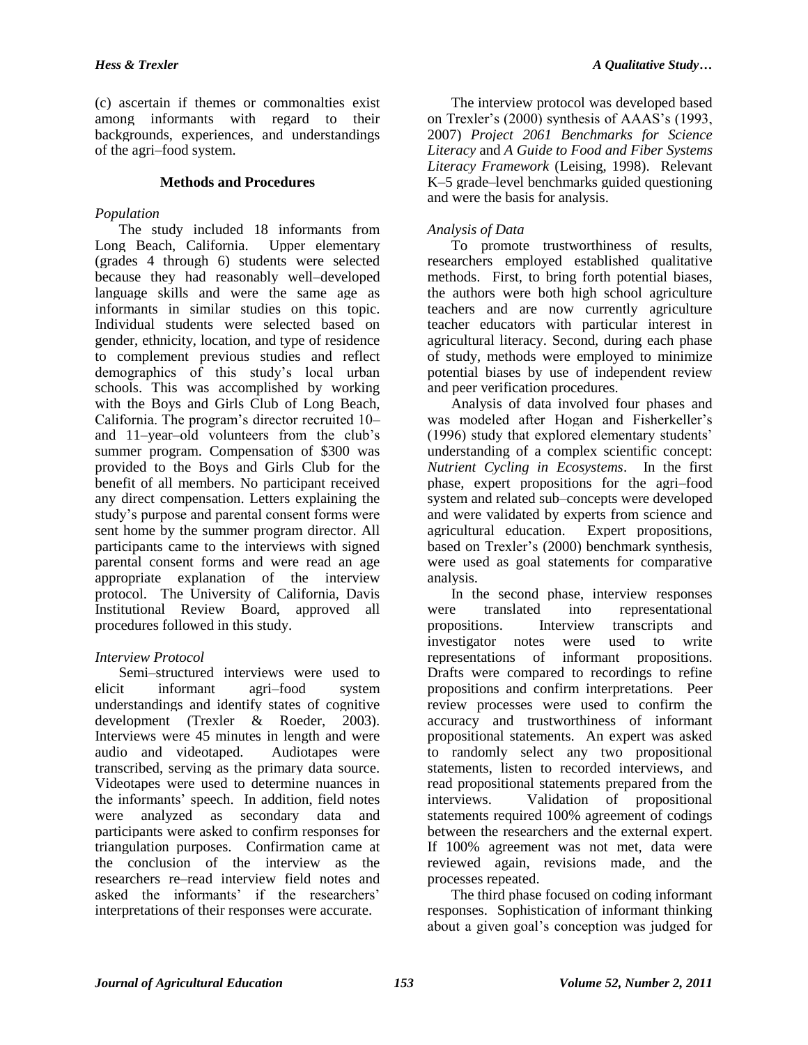(c) ascertain if themes or commonalties exist among informants with regard to their backgrounds, experiences, and understandings of the agri–food system.

## Methods and Procedures

### *Population*

The study included 18 informants from Long Beach, California. Upper elementary (grades 4 through 6) students were selected because they had reasonably well–developed language skills and were the same age as informants in similar studies on this topic. Individual students were selected based on gender, ethnicity, location, and type of residence to complement previous studies and reflect demographics of this study's local urban schools. This was accomplished by working with the Boys and Girls Club of Long Beach, California. The program's director recruited 10– and 11–year–old volunteers from the club's summer program. Compensation of $300 was provided to the Boys and Girls Club for the benefit of all members. No participant received any direct compensation. Letters explaining the study's purpose and parental consent forms were sent home by the summer program director. All participants came to the interviews with signed parental consent forms and were read an age appropriate explanation of the interview protocol. The University of California, Davis Institutional Review Board, approved all procedures followed in this study.

### *Interview Protocol*

Semi–structured interviews were used to elicit informant agri–food system understandings and identify states of cognitive development (Trexler & Roeder, 2003). Interviews were 45 minutes in length and were audio and videotaped. Audiotapes were transcribed, serving as the primary data source. Videotapes were used to determine nuances in the informants' speech. In addition, field notes were analyzed as secondary data and participants were asked to confirm responses for triangulation purposes. Confirmation came at the conclusion of the interview as the researchers re–read interview field notes and asked the informants' if the researchers' interpretations of their responses were accurate.

The interview protocol was developed based on Trexler's (2000) synthesis of AAAS's (1993, 2007) *Project 2061 Benchmarks for Science Literacy* and *A Guide to Food and Fiber Systems Literacy Framework* (Leising, 1998). Relevant K–5 grade–level benchmarks guided questioning and were the basis for analysis.

### *Analysis of Data*

To promote trustworthiness of results, researchers employed established qualitative methods. First, to bring forth potential biases, the authors were both high school agriculture teachers and are now currently agriculture teacher educators with particular interest in agricultural literacy. Second, during each phase of study, methods were employed to minimize potential biases by use of independent review and peer verification procedures.

Analysis of data involved four phases and was modeled after Hogan and Fisherkeller's (1996) study that explored elementary students' understanding of a complex scientific concept: *Nutrient Cycling in Ecosystems*. In the first phase, expert propositions for the agri–food system and related sub–concepts were developed and were validated by experts from science and agricultural education. Expert propositions, based on Trexler's (2000) benchmark synthesis, were used as goal statements for comparative analysis.

In the second phase, interview responses were translated into representational propositions. Interview transcripts and investigator notes were used to write representations of informant propositions. Drafts were compared to recordings to refine propositions and confirm interpretations. Peer review processes were used to confirm the accuracy and trustworthiness of informant propositional statements. An expert was asked to randomly select any two propositional statements, listen to recorded interviews, and read propositional statements prepared from the interviews. Validation of propositional statements required 100% agreement of codings between the researchers and the external expert. If 100% agreement was not met, data were reviewed again, revisions made, and the processes repeated.

The third phase focused on coding informant responses. Sophistication of informant thinking about a given goal's conception was judged for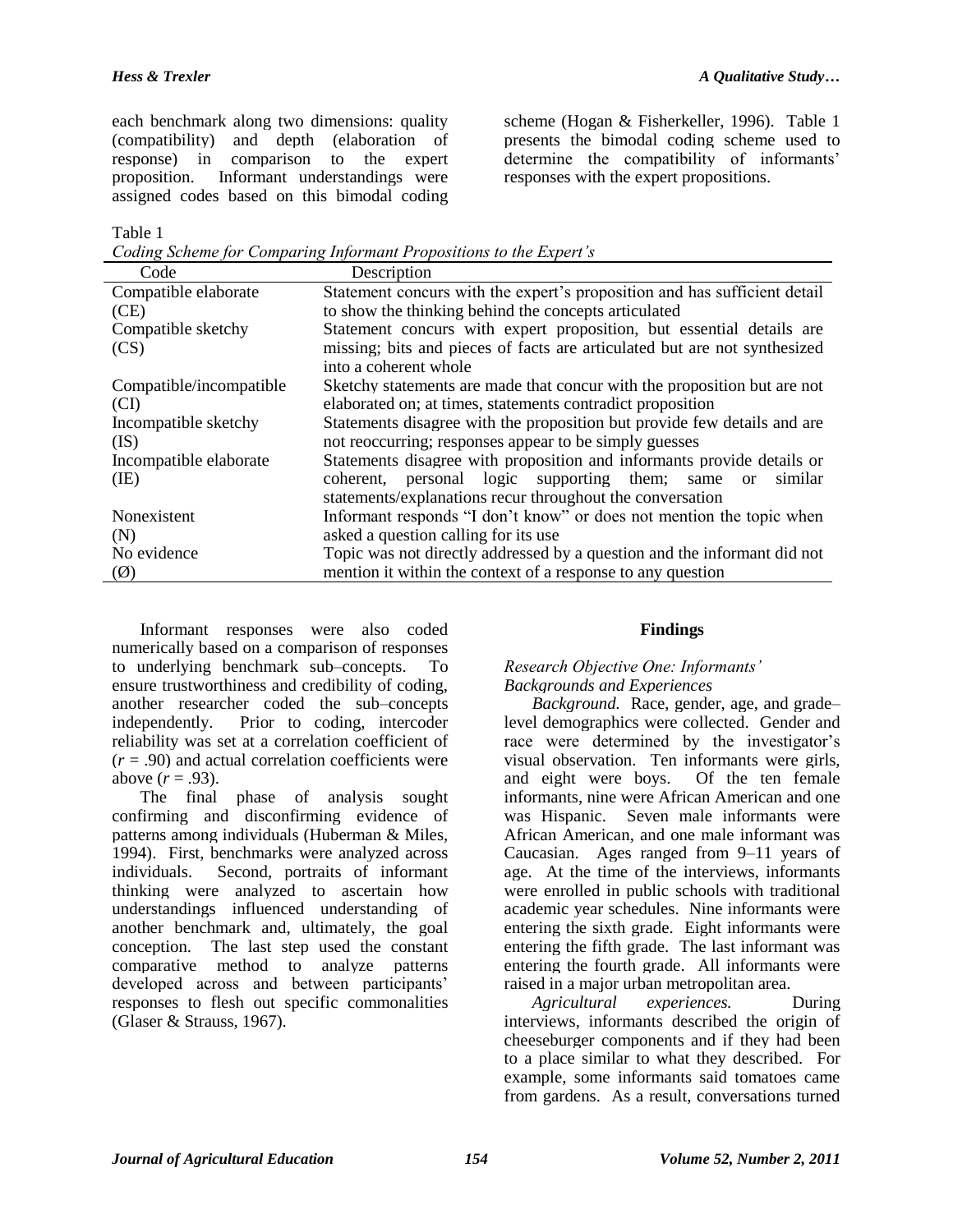each benchmark along two dimensions: quality (compatibility) and depth (elaboration of response) in comparison to the expert proposition. Informant understandings were assigned codes based on this bimodal coding scheme (Hogan & Fisherkeller, 1996). Table 1 presents the bimodal coding scheme used to determine the compatibility of informants' responses with the expert propositions.

Table 1
*Coding Scheme for Comparing Informant Propositions to the Expert's*

| Code | Description |
|---|---|
| Compatible elaborate (CE) | Statement concurs with the expert's proposition and has sufficient detail to show the thinking behind the concepts articulated |
| Compatible sketchy (CS) | Statement concurs with expert proposition, but essential details are missing; bits and pieces of facts are articulated but are not synthesized into a coherent whole |
| Compatible/incompatible (CI) | Sketchy statements are made that concur with the proposition but are not elaborated on; at times, statements contradict proposition |
| Incompatible sketchy (IS) | Statements disagree with the proposition but provide few details and are not reoccurring; responses appear to be simply guesses |
| Incompatible elaborate (IE) | Statements disagree with proposition and informants provide details or coherent, personal logic supporting them; same or similar statements/explanations recur throughout the conversation |
| Nonexistent (N) | Informant responds "I don't know" or does not mention the topic when asked a question calling for its use |
| No evidence (Ø) | Topic was not directly addressed by a question and the informant did not mention it within the context of a response to any question |

Informant responses were also coded numerically based on a comparison of responses to underlying benchmark sub–concepts. To ensure trustworthiness and credibility of coding, another researcher coded the sub–concepts independently. Prior to coding, intercoder reliability was set at a correlation coefficient of ($r$ = .90) and actual correlation coefficients were above ($r$ = .93).

The final phase of analysis sought confirming and disconfirming evidence of patterns among individuals (Huberman & Miles, 1994). First, benchmarks were analyzed across individuals. Second, portraits of informant thinking were analyzed to ascertain how understandings influenced understanding of another benchmark and, ultimately, the goal conception. The last step used the constant comparative method to analyze patterns developed across and between participants' responses to flesh out specific commonalities (Glaser & Strauss, 1967).

## Findings

### *Research Objective One: Informants' Backgrounds and Experiences*

*Background.* Race, gender, age, and grade–level demographics were collected. Gender and race were determined by the investigator's visual observation. Ten informants were girls, and eight were boys. Of the ten female informants, nine were African American and one was Hispanic. Seven male informants were African American, and one male informant was Caucasian. Ages ranged from 9–11 years of age. At the time of the interviews, informants were enrolled in public schools with traditional academic year schedules. Nine informants were entering the sixth grade. Eight informants were entering the fifth grade. The last informant was entering the fourth grade. All informants were raised in a major urban metropolitan area.

*Agricultural experiences.* During interviews, informants described the origin of cheeseburger components and if they had been to a place similar to what they described. For example, some informants said tomatoes came from gardens. As a result, conversations turned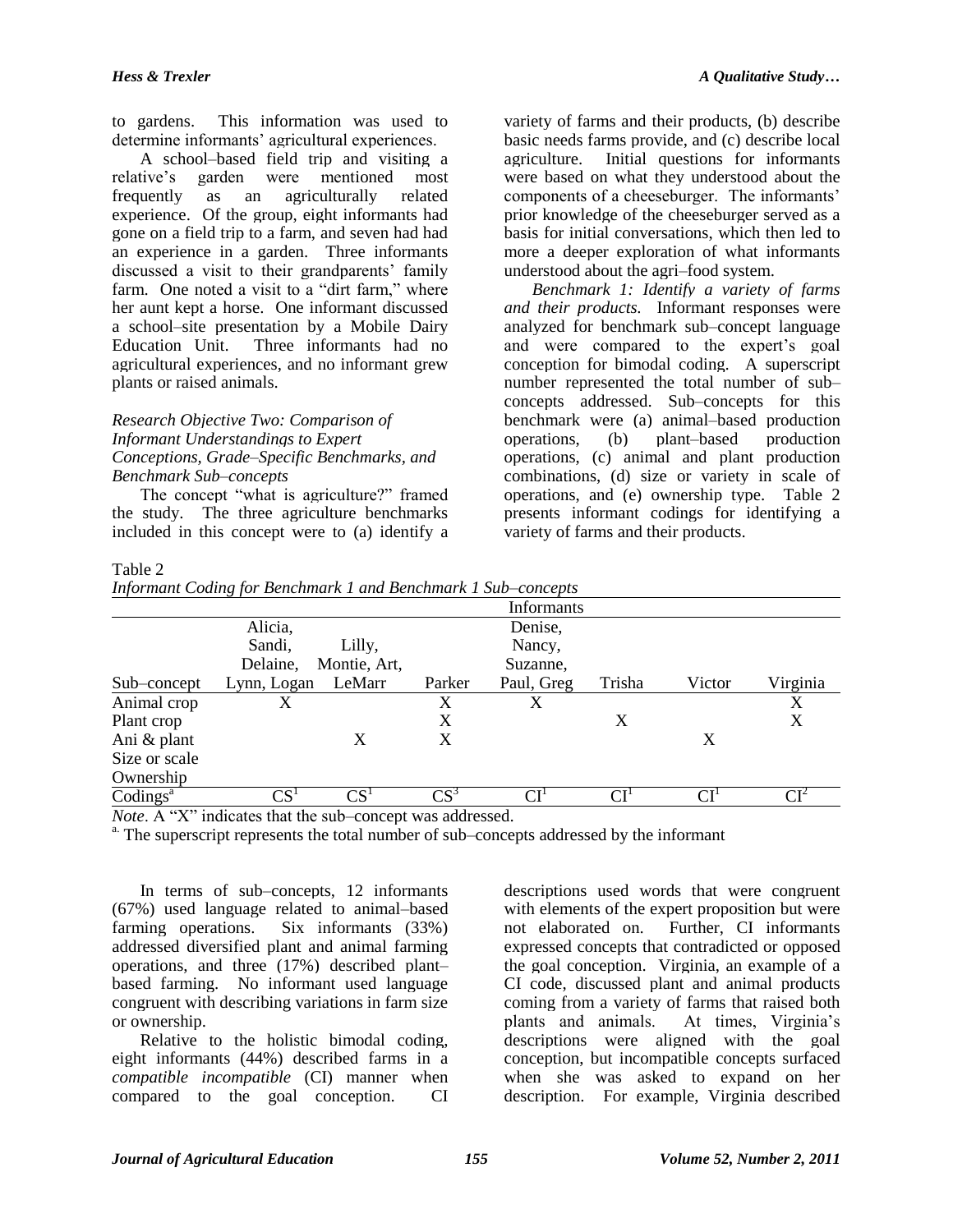to gardens. This information was used to determine informants' agricultural experiences.

A school–based field trip and visiting a relative's garden were mentioned most frequently as an agriculturally related experience. Of the group, eight informants had gone on a field trip to a farm, and seven had had an experience in a garden. Three informants discussed a visit to their grandparents' family farm. One noted a visit to a "dirt farm," where her aunt kept a horse. One informant discussed a school–site presentation by a Mobile Dairy Education Unit. Three informants had no agricultural experiences, and no informant grew plants or raised animals.

*Research Objective Two: Comparison of Informant Understandings to Expert Conceptions, Grade–Specific Benchmarks, and Benchmark Sub–concepts*

The concept "what is agriculture?" framed the study. The three agriculture benchmarks included in this concept were to (a) identify a variety of farms and their products, (b) describe basic needs farms provide, and (c) describe local agriculture. Initial questions for informants were based on what they understood about the components of a cheeseburger. The informants' prior knowledge of the cheeseburger served as a basis for initial conversations, which then led to more a deeper exploration of what informants understood about the agri–food system.

*Benchmark 1: Identify a variety of farms and their products.* Informant responses were analyzed for benchmark sub–concept language and were compared to the expert's goal conception for bimodal coding. A superscript number represented the total number of sub–concepts addressed. Sub–concepts for this benchmark were (a) animal–based production operations, (b) plant–based production operations, (c) animal and plant production combinations, (d) size or variety in scale of operations, and (e) ownership type. Table 2 presents informant codings for identifying a variety of farms and their products.

Table 2
*Informant Coding for Benchmark 1 and Benchmark 1 Sub–concepts*

| | Informants | | | | | | |
|---|---|---|---|---|---|---|---|
| Sub–concept | Alicia, Sandi, Delaine, Lynn, Logan | Lilly, Montie, Art, LeMarr | Parker | Denise, Nancy, Suzanne, Paul, Greg | Trisha | Victor | Virginia |
| Animal crop | X | | X | X | | | X |
| Plant crop | | | X | | X | | X |
| Ani & plant | | X | X | | | X | |
| Size or scale | | | | | | | |
| Ownership | | | | | | | |
| Codings[a] | $CS^1$ | $CS^1$ | $CS^3$ | $CI^1$ | $CI^1$ | $CI^1$ | $CI^2$ |

*Note*. A "X" indicates that the sub–concept was addressed.
[a] The superscript represents the total number of sub–concepts addressed by the informant

In terms of sub–concepts, 12 informants (67%) used language related to animal–based farming operations. Six informants (33%) addressed diversified plant and animal farming operations, and three (17%) described plant–based farming. No informant used language congruent with describing variations in farm size or ownership.

Relative to the holistic bimodal coding, eight informants (44%) described farms in a *compatible incompatible* (CI) manner when compared to the goal conception. CI descriptions used words that were congruent with elements of the expert proposition but were not elaborated on. Further, CI informants expressed concepts that contradicted or opposed the goal conception. Virginia, an example of a CI code, discussed plant and animal products coming from a variety of farms that raised both plants and animals. At times, Virginia's descriptions were aligned with the goal conception, but incompatible concepts surfaced when she was asked to expand on her description. For example, Virginia described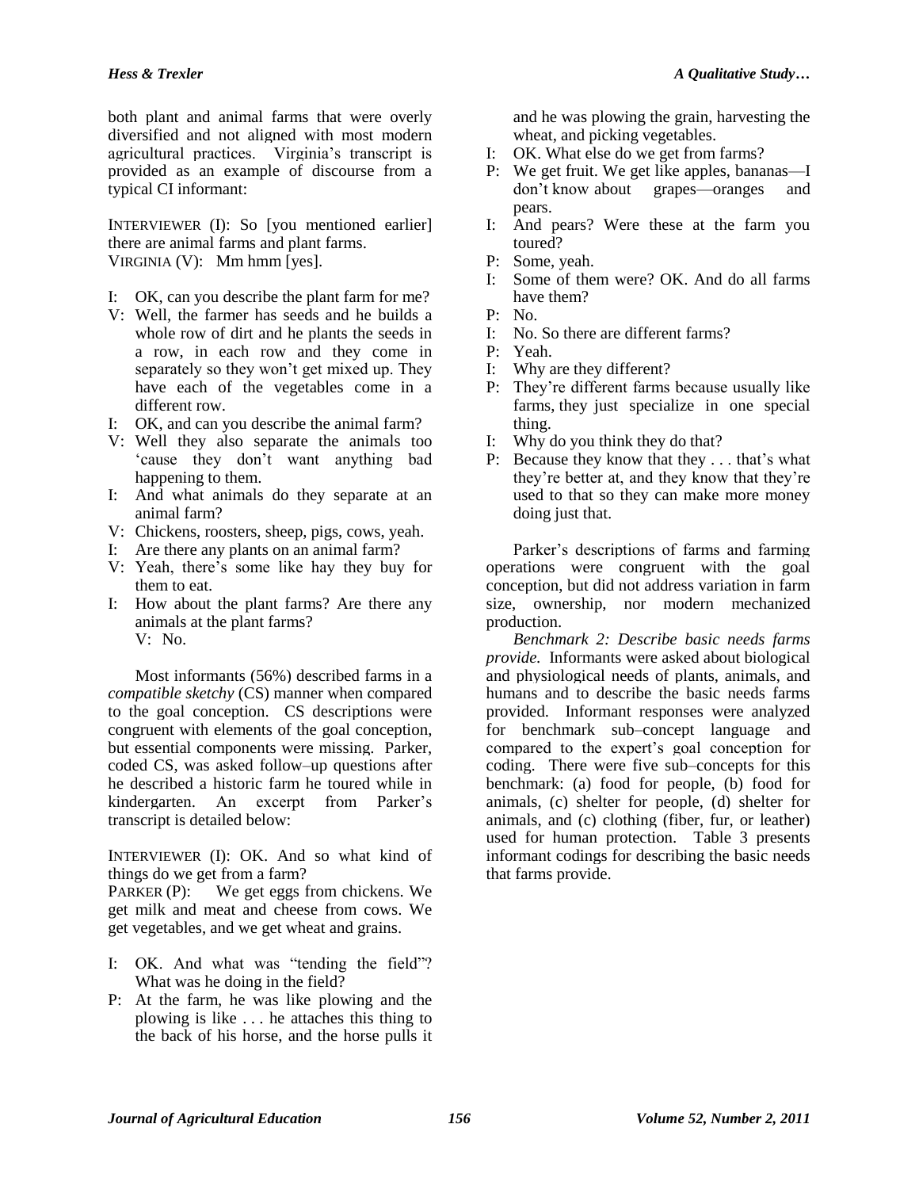both plant and animal farms that were overly diversified and not aligned with most modern agricultural practices. Virginia's transcript is provided as an example of discourse from a typical CI informant:

INTERVIEWER (I): So [you mentioned earlier] there are animal farms and plant farms.
VIRGINIA (V): Mm hmm [yes].

- I: OK, can you describe the plant farm for me?
- V: Well, the farmer has seeds and he builds a whole row of dirt and he plants the seeds in a row, in each row and they come in separately so they won't get mixed up. They have each of the vegetables come in a different row.
- I: OK, and can you describe the animal farm?
- V: Well they also separate the animals too 'cause they don't want anything bad happening to them.
- I: And what animals do they separate at an animal farm?
- V: Chickens, roosters, sheep, pigs, cows, yeah.
- I: Are there any plants on an animal farm?
- V: Yeah, there's some like hay they buy for them to eat.
- I: How about the plant farms? Are there any animals at the plant farms?
  V: No.

Most informants (56%) described farms in a *compatible sketchy* (CS) manner when compared to the goal conception. CS descriptions were congruent with elements of the goal conception, but essential components were missing. Parker, coded CS, was asked follow–up questions after he described a historic farm he toured while in kindergarten. An excerpt from Parker's transcript is detailed below:

INTERVIEWER (I): OK. And so what kind of things do we get from a farm?
PARKER (P): We get eggs from chickens. We get milk and meat and cheese from cows. We get vegetables, and we get wheat and grains.

- I: OK. And what was "tending the field"? What was he doing in the field?
- P: At the farm, he was like plowing and the plowing is like . . . he attaches this thing to the back of his horse, and the horse pulls it and he was plowing the grain, harvesting the wheat, and picking vegetables.
- I: OK. What else do we get from farms?
- P: We get fruit. We get like apples, bananas—I don't know about grapes—oranges and pears.
- I: And pears? Were these at the farm you toured?
- P: Some, yeah.
- I: Some of them were? OK. And do all farms have them?
- P: No.
- I: No. So there are different farms?
- P: Yeah.
- I: Why are they different?
- P: They're different farms because usually like farms, they just specialize in one special thing.
- I: Why do you think they do that?
- P: Because they know that they . . . that's what they're better at, and they know that they're used to that so they can make more money doing just that.

Parker's descriptions of farms and farming operations were congruent with the goal conception, but did not address variation in farm size, ownership, nor modern mechanized production.

*Benchmark 2: Describe basic needs farms provide.* Informants were asked about biological and physiological needs of plants, animals, and humans and to describe the basic needs farms provided. Informant responses were analyzed for benchmark sub–concept language and compared to the expert's goal conception for coding. There were five sub–concepts for this benchmark: (a) food for people, (b) food for animals, (c) shelter for people, (d) shelter for animals, and (c) clothing (fiber, fur, or leather) used for human protection. Table 3 presents informant codings for describing the basic needs that farms provide.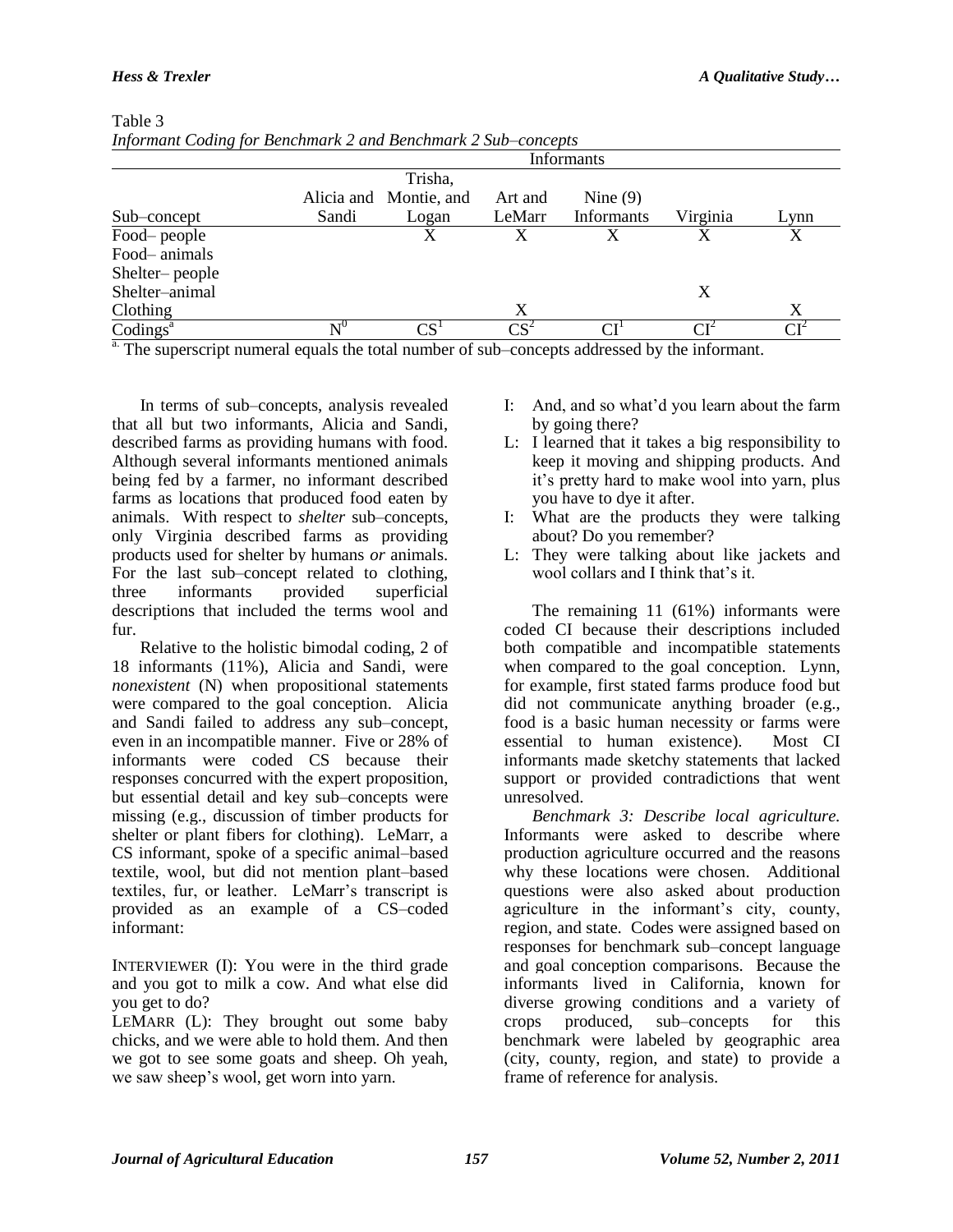Table 3
*Informant Coding for Benchmark 2 and Benchmark 2 Sub–concepts*

| | Informants | | | | | |
|---|---|---|---|---|---|---|
| Sub–concept | Alicia and Sandi | Trisha, Montie, and Logan | Art and LeMarr | Nine (9) Informants | Virginia | Lynn |
| Food– people | | X | X | X | X | X |
| Food– animals | | | | | | |
| Shelter– people | | | | | | |
| Shelter–animal | | | | | X | |
| Clothing | | | X | | | X |
| Codings[a] | $N^0$ | $CS^1$ | $CS^2$ | $CI^1$ | $CI^2$ | $CI^2$ |

[a] The superscript numeral equals the total number of sub–concepts addressed by the informant.

In terms of sub–concepts, analysis revealed that all but two informants, Alicia and Sandi, described farms as providing humans with food. Although several informants mentioned animals being fed by a farmer, no informant described farms as locations that produced food eaten by animals. With respect to *shelter* sub–concepts, only Virginia described farms as providing products used for shelter by humans *or* animals. For the last sub–concept related to clothing, three informants provided superficial descriptions that included the terms wool and fur.

Relative to the holistic bimodal coding, 2 of 18 informants (11%), Alicia and Sandi, were *nonexistent* (N) when propositional statements were compared to the goal conception. Alicia and Sandi failed to address any sub–concept, even in an incompatible manner. Five or 28% of informants were coded CS because their responses concurred with the expert proposition, but essential detail and key sub–concepts were missing (e.g., discussion of timber products for shelter or plant fibers for clothing). LeMarr, a CS informant, spoke of a specific animal–based textile, wool, but did not mention plant–based textiles, fur, or leather. LeMarr's transcript is provided as an example of a CS–coded informant:

INTERVIEWER (I): You were in the third grade and you got to milk a cow. And what else did you get to do?

LEMARR (L): They brought out some baby chicks, and we were able to hold them. And then we got to see some goats and sheep. Oh yeah, we saw sheep's wool, get worn into yarn.

I: And, and so what'd you learn about the farm by going there?

L: I learned that it takes a big responsibility to keep it moving and shipping products. And it's pretty hard to make wool into yarn, plus you have to dye it after.

I: What are the products they were talking about? Do you remember?

L: They were talking about like jackets and wool collars and I think that's it.

The remaining 11 (61%) informants were coded CI because their descriptions included both compatible and incompatible statements when compared to the goal conception. Lynn, for example, first stated farms produce food but did not communicate anything broader (e.g., food is a basic human necessity or farms were essential to human existence). Most CI informants made sketchy statements that lacked support or provided contradictions that went unresolved.

*Benchmark 3: Describe local agriculture.* Informants were asked to describe where production agriculture occurred and the reasons why these locations were chosen. Additional questions were also asked about production agriculture in the informant's city, county, region, and state. Codes were assigned based on responses for benchmark sub–concept language and goal conception comparisons. Because the informants lived in California, known for diverse growing conditions and a variety of crops produced, sub–concepts for this benchmark were labeled by geographic area (city, county, region, and state) to provide a frame of reference for analysis.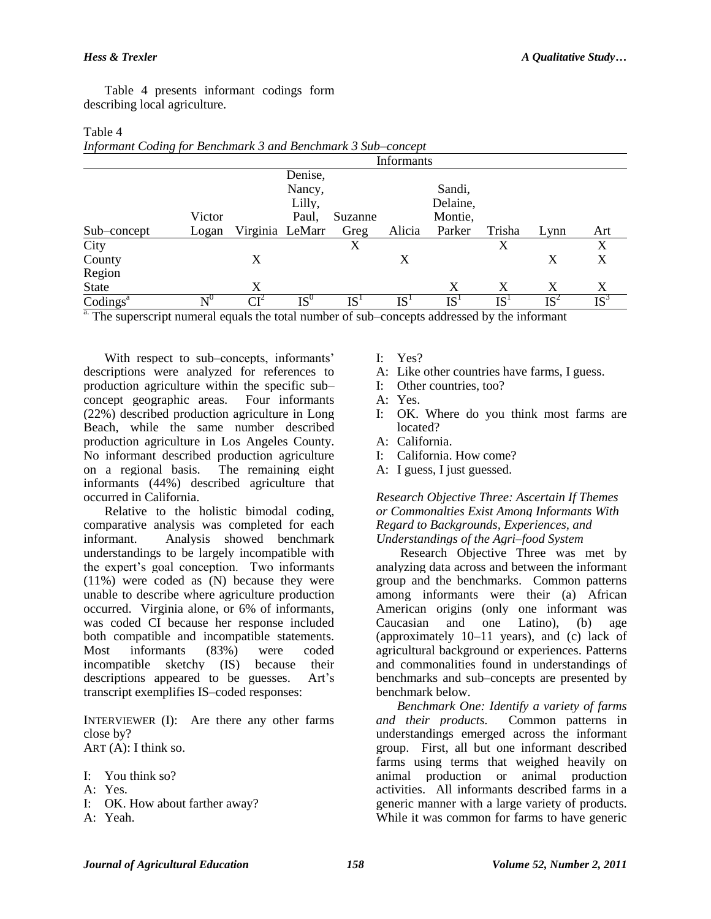Table 4 presents informant codings form describing local agriculture.

Table 4
*Informant Coding for Benchmark 3 and Benchmark 3 Sub–concept*

| | Informants | | | | | | | | |
|---|---|---|---|---|---|---|---|---|---|
| Sub–concept | Victor Logan | Virginia | Denise, Nancy, Lilly, Paul, LeMarr | Suzanne Greg | Alicia | Sandi, Delaine, Montie, Parker | Trisha | Lynn | Art |
| City | | | | X | | | X | | X |
| County | | X | | | X | | | X | X |
| Region | | | | | | | | | |
| State | | X | | | | X | X | X | X |
| Codings[a] | $N^0$ | $CI^2$ | $IS^0$ | $IS^1$ | $IS^1$ | $IS^1$ | $IS^1$ | $IS^2$ | $IS^3$ |

[a] The superscript numeral equals the total number of sub–concepts addressed by the informant

With respect to sub–concepts, informants' descriptions were analyzed for references to production agriculture within the specific sub–concept geographic areas. Four informants (22%) described production agriculture in Long Beach, while the same number described production agriculture in Los Angeles County. No informant described production agriculture on a regional basis. The remaining eight informants (44%) described agriculture that occurred in California.

Relative to the holistic bimodal coding, comparative analysis was completed for each informant. Analysis showed benchmark understandings to be largely incompatible with the expert's goal conception. Two informants (11%) were coded as (N) because they were unable to describe where agriculture production occurred. Virginia alone, or 6% of informants, was coded CI because her response included both compatible and incompatible statements. Most informants (83%) were coded incompatible sketchy (IS) because their descriptions appeared to be guesses. Art's transcript exemplifies IS–coded responses:

INTERVIEWER (I): Are there any other farms close by?
ART (A): I think so.

I: You think so?
A: Yes.
I: OK. How about farther away?
A: Yeah.
I: Yes?
A: Like other countries have farms, I guess.
I: Other countries, too?
A: Yes.
I: OK. Where do you think most farms are located?
A: California.
I: California. How come?
A: I guess, I just guessed.

*Research Objective Three: Ascertain If Themes or Commonalties Exist Among Informants With Regard to Backgrounds, Experiences, and Understandings of the Agri–food System*

Research Objective Three was met by analyzing data across and between the informant group and the benchmarks. Common patterns among informants were their (a) African American origins (only one informant was Caucasian and one Latino), (b) age (approximately 10–11 years), and (c) lack of agricultural background or experiences. Patterns and commonalities found in understandings of benchmarks and sub–concepts are presented by benchmark below.

*Benchmark One: Identify a variety of farms and their products.* Common patterns in understandings emerged across the informant group. First, all but one informant described farms using terms that weighed heavily on animal production or animal production activities. All informants described farms in a generic manner with a large variety of products. While it was common for farms to have generic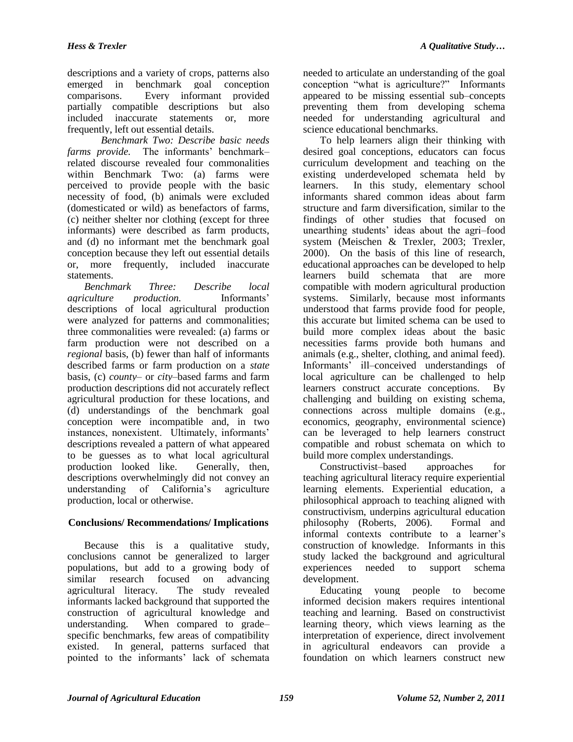descriptions and a variety of crops, patterns also emerged in benchmark goal conception comparisons. Every informant provided partially compatible descriptions but also included inaccurate statements or, more frequently, left out essential details.

*Benchmark Two: Describe basic needs farms provide.* The informants' benchmark–related discourse revealed four commonalities within Benchmark Two: (a) farms were perceived to provide people with the basic necessity of food, (b) animals were excluded (domesticated or wild) as benefactors of farms, (c) neither shelter nor clothing (except for three informants) were described as farm products, and (d) no informant met the benchmark goal conception because they left out essential details or, more frequently, included inaccurate statements.

*Benchmark Three: Describe local agriculture production.* Informants' descriptions of local agricultural production were analyzed for patterns and commonalities; three commonalities were revealed: (a) farms or farm production were not described on a *regional* basis, (b) fewer than half of informants described farms or farm production on a *state* basis, (c) *county*– or *city*–based farms and farm production descriptions did not accurately reflect agricultural production for these locations, and (d) understandings of the benchmark goal conception were incompatible and, in two instances, nonexistent. Ultimately, informants' descriptions revealed a pattern of what appeared to be guesses as to what local agricultural production looked like. Generally, then, descriptions overwhelmingly did not convey an understanding of California's agriculture production, local or otherwise.

## Conclusions/ Recommendations/ Implications

Because this is a qualitative study, conclusions cannot be generalized to larger populations, but add to a growing body of similar research focused on advancing agricultural literacy. The study revealed informants lacked background that supported the construction of agricultural knowledge and understanding. When compared to grade–specific benchmarks, few areas of compatibility existed. In general, patterns surfaced that pointed to the informants' lack of schemata needed to articulate an understanding of the goal conception "what is agriculture?" Informants appeared to be missing essential sub–concepts preventing them from developing schema needed for understanding agricultural and science educational benchmarks.

To help learners align their thinking with desired goal conceptions, educators can focus curriculum development and teaching on the existing underdeveloped schemata held by learners. In this study, elementary school informants shared common ideas about farm structure and farm diversification, similar to the findings of other studies that focused on unearthing students' ideas about the agri–food system (Meischen & Trexler, 2003; Trexler, 2000). On the basis of this line of research, educational approaches can be developed to help learners build schemata that are more compatible with modern agricultural production systems. Similarly, because most informants understood that farms provide food for people, this accurate but limited schema can be used to build more complex ideas about the basic necessities farms provide both humans and animals (e.g., shelter, clothing, and animal feed). Informants' ill–conceived understandings of local agriculture can be challenged to help learners construct accurate conceptions. By challenging and building on existing schema, connections across multiple domains (e.g., economics, geography, environmental science) can be leveraged to help learners construct compatible and robust schemata on which to build more complex understandings.

Constructivist–based approaches for teaching agricultural literacy require experiential learning elements. Experiential education, a philosophical approach to teaching aligned with constructivism, underpins agricultural education philosophy (Roberts, 2006). Formal and informal contexts contribute to a learner's construction of knowledge. Informants in this study lacked the background and agricultural experiences needed to support schema development.

Educating young people to become informed decision makers requires intentional teaching and learning. Based on constructivist learning theory, which views learning as the interpretation of experience, direct involvement in agricultural endeavors can provide a foundation on which learners construct new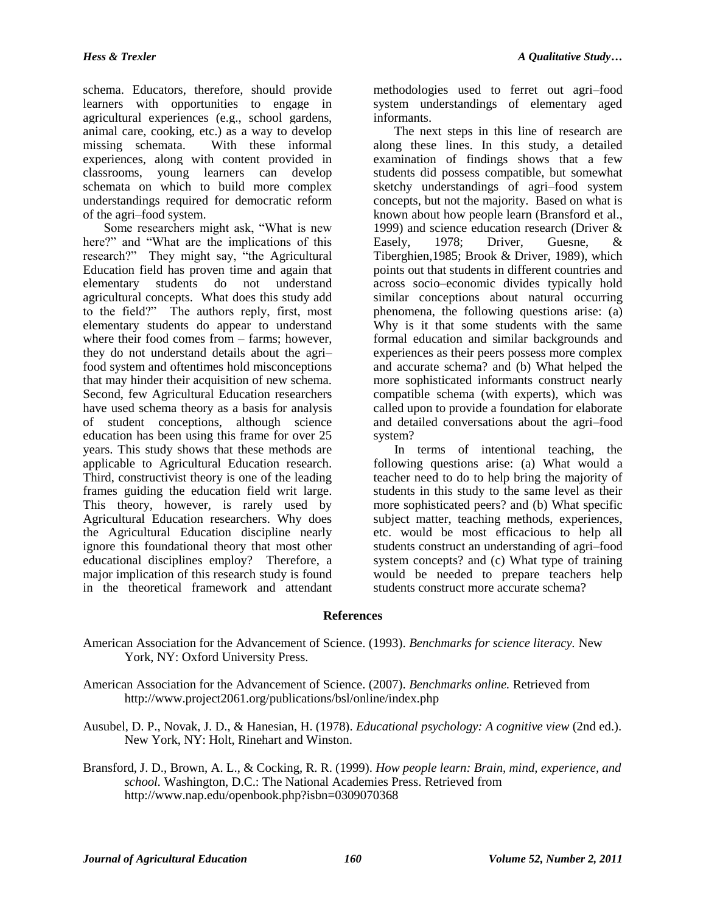schema. Educators, therefore, should provide learners with opportunities to engage in agricultural experiences (e.g., school gardens, animal care, cooking, etc.) as a way to develop missing schemata. With these informal experiences, along with content provided in classrooms, young learners can develop schemata on which to build more complex understandings required for democratic reform of the agri–food system.

Some researchers might ask, "What is new here?" and "What are the implications of this research?" They might say, "the Agricultural Education field has proven time and again that elementary students do not understand agricultural concepts. What does this study add to the field?" The authors reply, first, most elementary students do appear to understand where their food comes from – farms; however, they do not understand details about the agri–food system and oftentimes hold misconceptions that may hinder their acquisition of new schema. Second, few Agricultural Education researchers have used schema theory as a basis for analysis of student conceptions, although science education has been using this frame for over 25 years. This study shows that these methods are applicable to Agricultural Education research. Third, constructivist theory is one of the leading frames guiding the education field writ large. This theory, however, is rarely used by Agricultural Education researchers. Why does the Agricultural Education discipline nearly ignore this foundational theory that most other educational disciplines employ? Therefore, a major implication of this research study is found in the theoretical framework and attendant methodologies used to ferret out agri–food system understandings of elementary aged informants.

The next steps in this line of research are along these lines. In this study, a detailed examination of findings shows that a few students did possess compatible, but somewhat sketchy understandings of agri–food system concepts, but not the majority. Based on what is known about how people learn (Bransford et al., 1999) and science education research (Driver & Easely, 1978; Driver, Guesne, & Tiberghien,1985; Brook & Driver, 1989), which points out that students in different countries and across socio–economic divides typically hold similar conceptions about natural occurring phenomena, the following questions arise: (a) Why is it that some students with the same formal education and similar backgrounds and experiences as their peers possess more complex and accurate schema? and (b) What helped the more sophisticated informants construct nearly compatible schema (with experts), which was called upon to provide a foundation for elaborate and detailed conversations about the agri–food system?

In terms of intentional teaching, the following questions arise: (a) What would a teacher need to do to help bring the majority of students in this study to the same level as their more sophisticated peers? and (b) What specific subject matter, teaching methods, experiences, etc. would be most efficacious to help all students construct an understanding of agri–food system concepts? and (c) What type of training would be needed to prepare teachers help students construct more accurate schema?

## References

American Association for the Advancement of Science. (1993). *Benchmarks for science literacy.* New York, NY: Oxford University Press.

American Association for the Advancement of Science. (2007). *Benchmarks online.* Retrieved from http://www.project2061.org/publications/bsl/online/index.php

Ausubel, D. P., Novak, J. D., & Hanesian, H. (1978). *Educational psychology: A cognitive view* (2nd ed.). New York, NY: Holt, Rinehart and Winston.

Bransford, J. D., Brown, A. L., & Cocking, R. R. (1999). *How people learn: Brain, mind, experience, and school.* Washington, D.C.: The National Academies Press. Retrieved from http://www.nap.edu/openbook.php?isbn=0309070368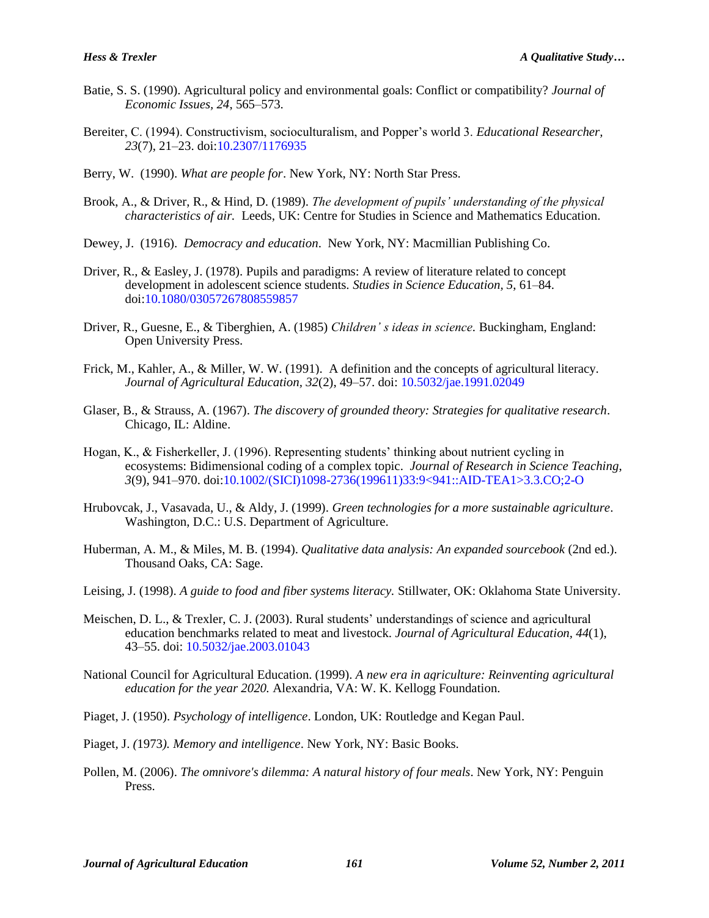Batie, S. S. (1990). Agricultural policy and environmental goals: Conflict or compatibility? *Journal of Economic Issues, 24*, 565–573.

Bereiter, C. (1994). Constructivism, socioculturalism, and Popper's world 3. *Educational Researcher, 23*(7), 21–23. doi:10.2307/1176935

Berry, W. (1990). *What are people for*. New York, NY: North Star Press.

Brook, A., & Driver, R., & Hind, D. (1989). *The development of pupils' understanding of the physical characteristics of air.* Leeds, UK: Centre for Studies in Science and Mathematics Education.

Dewey, J. (1916). *Democracy and education*. New York, NY: Macmillian Publishing Co.

Driver, R., & Easley, J. (1978). Pupils and paradigms: A review of literature related to concept development in adolescent science students. *Studies in Science Education, 5*, 61–84. doi:10.1080/03057267808559857

Driver, R., Guesne, E., & Tiberghien, A. (1985) *Children' s ideas in science.* Buckingham, England: Open University Press.

Frick, M., Kahler, A., & Miller, W. W. (1991). A definition and the concepts of agricultural literacy. *Journal of Agricultural Education, 32*(2), 49–57. doi: 10.5032/jae.1991.02049

Glaser, B., & Strauss, A. (1967). *The discovery of grounded theory: Strategies for qualitative research*. Chicago, IL: Aldine.

Hogan, K., & Fisherkeller, J. (1996). Representing students' thinking about nutrient cycling in ecosystems: Bidimensional coding of a complex topic. *Journal of Research in Science Teaching, 3*(9), 941–970. doi:10.1002/(SICI)1098-2736(199611)33:9<941::AID-TEA1>3.3.CO;2-O

Hrubovcak, J., Vasavada, U., & Aldy, J. (1999). *Green technologies for a more sustainable agriculture*. Washington, D.C.: U.S. Department of Agriculture.

Huberman, A. M., & Miles, M. B. (1994). *Qualitative data analysis: An expanded sourcebook* (2nd ed.). Thousand Oaks, CA: Sage.

Leising, J. (1998). *A guide to food and fiber systems literacy.* Stillwater, OK: Oklahoma State University.

Meischen, D. L., & Trexler, C. J. (2003). Rural students' understandings of science and agricultural education benchmarks related to meat and livestock. *Journal of Agricultural Education, 44*(1), 43–55. doi: 10.5032/jae.2003.01043

National Council for Agricultural Education. (1999). *A new era in agriculture: Reinventing agricultural education for the year 2020.* Alexandria, VA: W. K. Kellogg Foundation.

Piaget, J. (1950). *Psychology of intelligence*. London, UK: Routledge and Kegan Paul.

Piaget, J. *(*1973*). Memory and intelligence*. New York, NY: Basic Books.

Pollen, M. (2006). *The omnivore's dilemma: A natural history of four meals*. New York, NY: Penguin Press.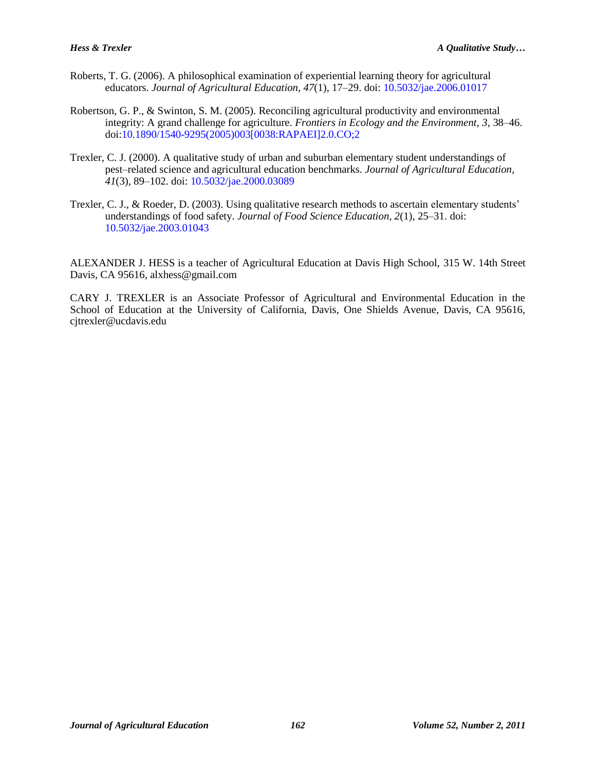Roberts, T. G. (2006). A philosophical examination of experiential learning theory for agricultural educators. *Journal of Agricultural Education, 47*(1), 17–29. doi: 10.5032/jae.2006.01017

Robertson, G. P., & Swinton, S. M. (2005). Reconciling agricultural productivity and environmental integrity: A grand challenge for agriculture. *Frontiers in Ecology and the Environment, 3*, 38–46. doi:10.1890/1540-9295(2005)003[0038:RAPAEI]2.0.CO;2

Trexler, C. J. (2000). A qualitative study of urban and suburban elementary student understandings of pest–related science and agricultural education benchmarks. *Journal of Agricultural Education, 41*(3), 89–102. doi: 10.5032/jae.2000.03089

Trexler, C. J., & Roeder, D. (2003). Using qualitative research methods to ascertain elementary students' understandings of food safety. *Journal of Food Science Education, 2*(1), 25–31. doi: 10.5032/jae.2003.01043

ALEXANDER J. HESS is a teacher of Agricultural Education at Davis High School, 315 W. 14th Street Davis, CA 95616, alxhess@gmail.com

CARY J. TREXLER is an Associate Professor of Agricultural and Environmental Education in the School of Education at the University of California, Davis, One Shields Avenue, Davis, CA 95616, cjtrexler@ucdavis.edu